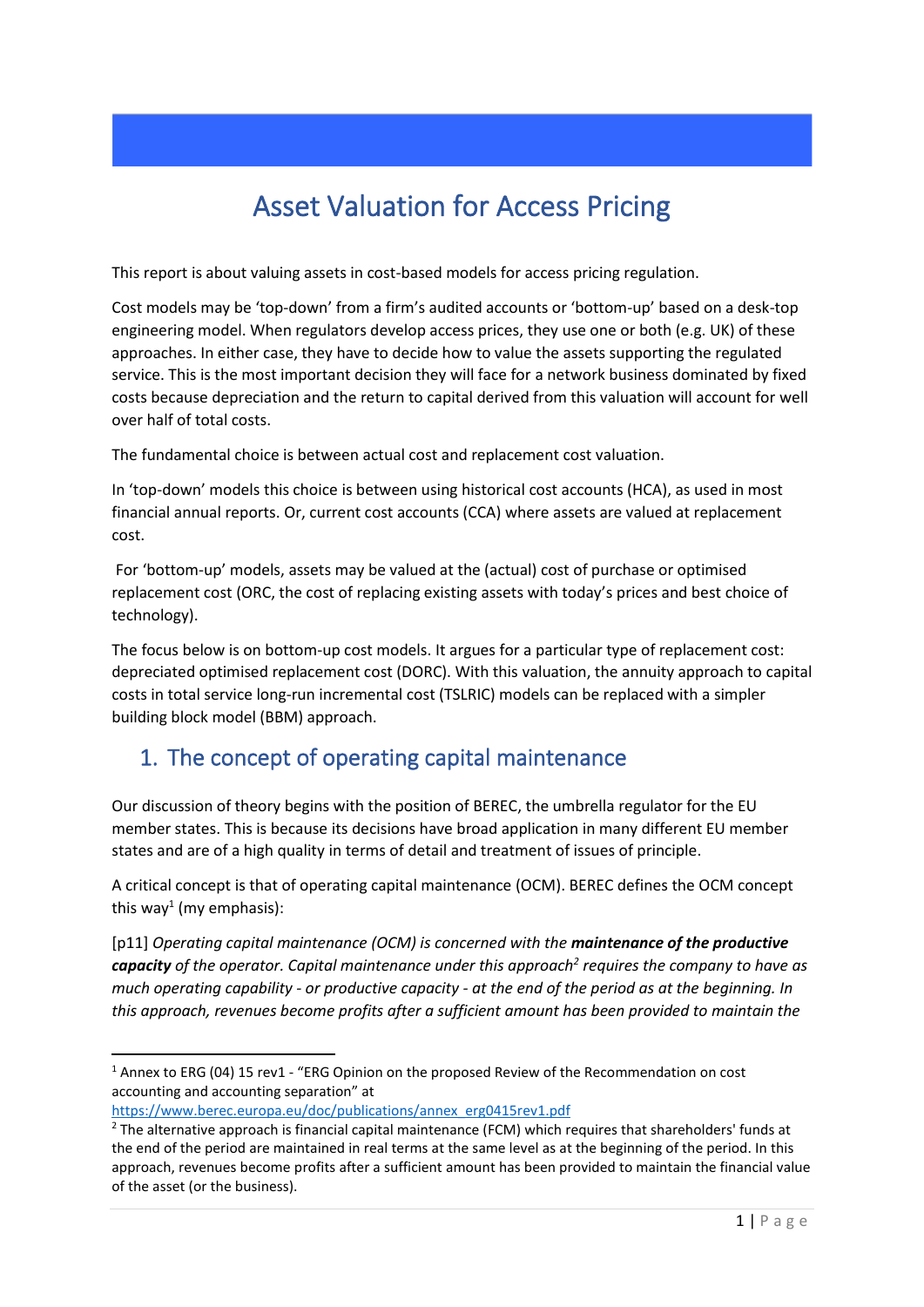# Asset Valuation for Access Pricing

This report is about valuing assets in cost-based models for access pricing regulation.

Cost models may be 'top-down' from a firm's audited accounts or 'bottom-up' based on a desk-top engineering model. When regulators develop access prices, they use one or both (e.g. UK) of these approaches. In either case, they have to decide how to value the assets supporting the regulated service. This is the most important decision they will face for a network business dominated by fixed costs because depreciation and the return to capital derived from this valuation will account for well over half of total costs.

The fundamental choice is between actual cost and replacement cost valuation.

In 'top-down' models this choice is between using historical cost accounts (HCA), as used in most financial annual reports. Or, current cost accounts (CCA) where assets are valued at replacement cost.

For 'bottom-up' models, assets may be valued at the (actual) cost of purchase or optimised replacement cost (ORC, the cost of replacing existing assets with today's prices and best choice of technology).

The focus below is on bottom-up cost models. It argues for a particular type of replacement cost: depreciated optimised replacement cost (DORC). With this valuation, the annuity approach to capital costs in total service long-run incremental cost (TSLRIC) models can be replaced with a simpler building block model (BBM) approach.

## 1. The concept of operating capital maintenance

Our discussion of theory begins with the position of BEREC, the umbrella regulator for the EU member states. This is because its decisions have broad application in many different EU member states and are of a high quality in terms of detail and treatment of issues of principle.

A critical concept is that of operating capital maintenance (OCM). BEREC defines the OCM concept this way[1] (my emphasis):

[p11] *Operating capital maintenance (OCM) is concerned with the* ***maintenance of the productive capacity*** *of the operator. Capital maintenance under this approach*[2] *requires the company to have as much operating capability - or productive capacity - at the end of the period as at the beginning. In this approach, revenues become profits after a sufficient amount has been provided to maintain the*

---

[1] Annex to ERG (04) 15 rev1 - "ERG Opinion on the proposed Review of the Recommendation on cost accounting and accounting separation" at https://www.berec.europa.eu/doc/publications/annex_erg0415rev1.pdf

[2] The alternative approach is financial capital maintenance (FCM) which requires that shareholders' funds at the end of the period are maintained in real terms at the same level as at the beginning of the period. In this approach, revenues become profits after a sufficient amount has been provided to maintain the financial value of the asset (or the business).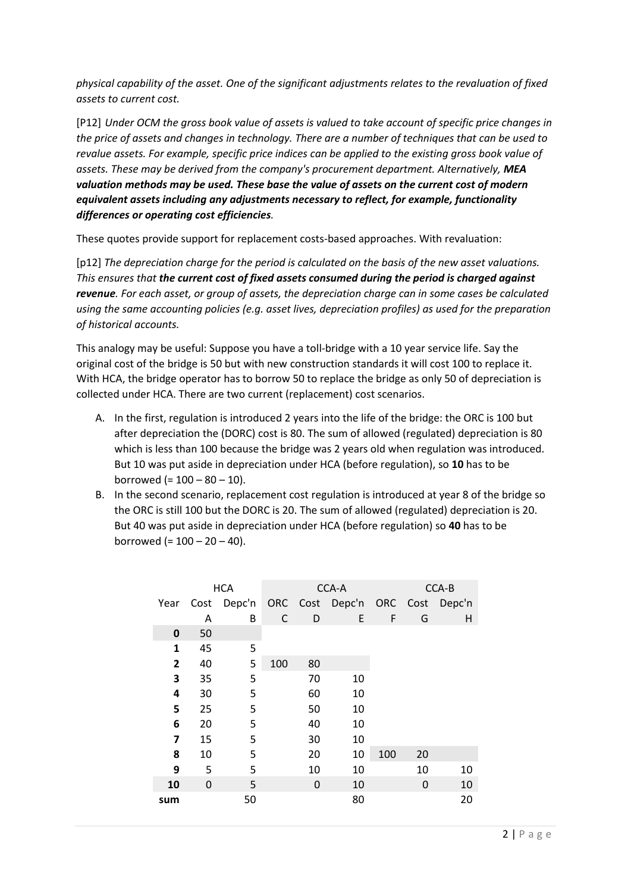*physical capability of the asset. One of the significant adjustments relates to the revaluation of fixed assets to current cost.*

[P12] *Under OCM the gross book value of assets is valued to take account of specific price changes in the price of assets and changes in technology. There are a number of techniques that can be used to revalue assets. For example, specific price indices can be applied to the existing gross book value of assets. These may be derived from the company's procurement department. Alternatively,* ***MEA valuation methods may be used. These base the value of assets on the current cost of modern equivalent assets including any adjustments necessary to reflect, for example, functionality differences or operating cost efficiencies****.*

These quotes provide support for replacement costs-based approaches. With revaluation:

[p12] *The depreciation charge for the period is calculated on the basis of the new asset valuations. This ensures that* ***the current cost of fixed assets consumed during the period is charged against revenue****. For each asset, or group of assets, the depreciation charge can in some cases be calculated using the same accounting policies (e.g. asset lives, depreciation profiles) as used for the preparation of historical accounts.*

This analogy may be useful: Suppose you have a toll-bridge with a 10 year service life. Say the original cost of the bridge is 50 but with new construction standards it will cost 100 to replace it. With HCA, the bridge operator has to borrow 50 to replace the bridge as only 50 of depreciation is collected under HCA. There are two current (replacement) cost scenarios.

A. In the first, regulation is introduced 2 years into the life of the bridge: the ORC is 100 but after depreciation the (DORC) cost is 80. The sum of allowed (regulated) depreciation is 80 which is less than 100 because the bridge was 2 years old when regulation was introduced. But 10 was put aside in depreciation under HCA (before regulation), so **10** has to be borrowed (= 100 – 80 – 10).
B. In the second scenario, replacement cost regulation is introduced at year 8 of the bridge so the ORC is still 100 but the DORC is 20. The sum of allowed (regulated) depreciation is 20. But 40 was put aside in depreciation under HCA (before regulation) so **40** has to be borrowed (= 100 – 20 – 40).

| | HCA | | CCA-A | | | CCA-B | | |
|---|---|---|---|---|---|---|---|---|
| Year | Cost | Depc'n | ORC | Cost | Depc'n | ORC | Cost | Depc'n |
| | A | B | C | D | E | F | G | H |
| **0** | 50 | | | | | | | |
| **1** | 45 | 5 | | | | | | |
| **2** | 40 | 5 | 100 | 80 | | | | |
| **3** | 35 | 5 | | 70 | 10 | | | |
| **4** | 30 | 5 | | 60 | 10 | | | |
| **5** | 25 | 5 | | 50 | 10 | | | |
| **6** | 20 | 5 | | 40 | 10 | | | |
| **7** | 15 | 5 | | 30 | 10 | | | |
| **8** | 10 | 5 | | 20 | 10 | 100 | 20 | |
| **9** | 5 | 5 | | 10 | 10 | | 10 | 10 |
| **10** | 0 | 5 | | 0 | 10 | | 0 | 10 |
| **sum** | | 50 | | | 80 | | | 20 |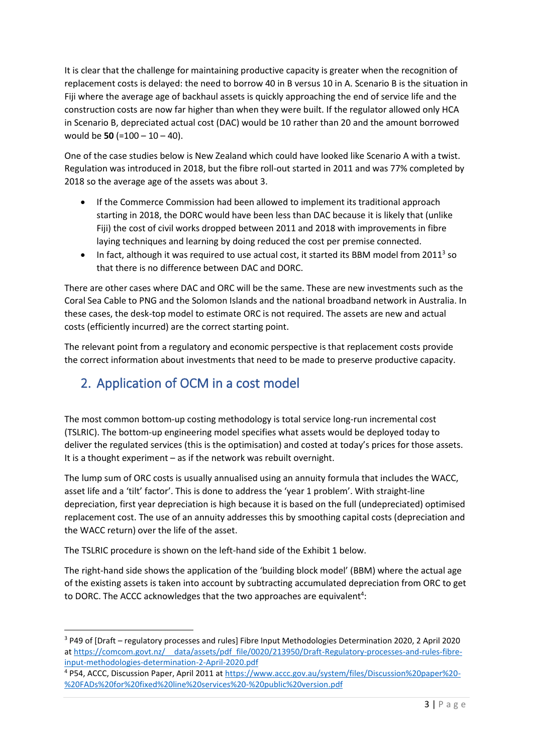It is clear that the challenge for maintaining productive capacity is greater when the recognition of replacement costs is delayed: the need to borrow 40 in B versus 10 in A. Scenario B is the situation in Fiji where the average age of backhaul assets is quickly approaching the end of service life and the construction costs are now far higher than when they were built. If the regulator allowed only HCA in Scenario B, depreciated actual cost (DAC) would be 10 rather than 20 and the amount borrowed would be **50** (=100 – 10 – 40).

One of the case studies below is New Zealand which could have looked like Scenario A with a twist. Regulation was introduced in 2018, but the fibre roll-out started in 2011 and was 77% completed by 2018 so the average age of the assets was about 3.

- If the Commerce Commission had been allowed to implement its traditional approach starting in 2018, the DORC would have been less than DAC because it is likely that (unlike Fiji) the cost of civil works dropped between 2011 and 2018 with improvements in fibre laying techniques and learning by doing reduced the cost per premise connected.
- In fact, although it was required to use actual cost, it started its BBM model from 2011[3] so that there is no difference between DAC and DORC.

There are other cases where DAC and ORC will be the same. These are new investments such as the Coral Sea Cable to PNG and the Solomon Islands and the national broadband network in Australia. In these cases, the desk-top model to estimate ORC is not required. The assets are new and actual costs (efficiently incurred) are the correct starting point.

The relevant point from a regulatory and economic perspective is that replacement costs provide the correct information about investments that need to be made to preserve productive capacity.

## 2. Application of OCM in a cost model

The most common bottom-up costing methodology is total service long-run incremental cost (TSLRIC). The bottom-up engineering model specifies what assets would be deployed today to deliver the regulated services (this is the optimisation) and costed at today's prices for those assets. It is a thought experiment – as if the network was rebuilt overnight.

The lump sum of ORC costs is usually annualised using an annuity formula that includes the WACC, asset life and a 'tilt' factor. This is done to address the 'year 1 problem'. With straight-line depreciation, first year depreciation is high because it is based on the full (undepreciated) optimised replacement cost. The use of an annuity addresses this by smoothing capital costs (depreciation and the WACC return) over the life of the asset.

The TSLRIC procedure is shown on the left-hand side of the Exhibit 1 below.

The right-hand side shows the application of the 'building block model' (BBM) where the actual age of the existing assets is taken into account by subtracting accumulated depreciation from ORC to get to DORC. The ACCC acknowledges that the two approaches are equivalent[4]:

---

[3] P49 of [Draft – regulatory processes and rules] Fibre Input Methodologies Determination 2020, 2 April 2020 at https://comcom.govt.nz/__data/assets/pdf_file/0020/213950/Draft-Regulatory-processes-and-rules-fibre-input-methodologies-determination-2-April-2020.pdf

[4] P54, ACCC, Discussion Paper, April 2011 at https://www.accc.gov.au/system/files/Discussion%20paper%20-%20FADs%20for%20fixed%20line%20services%20-%20public%20version.pdf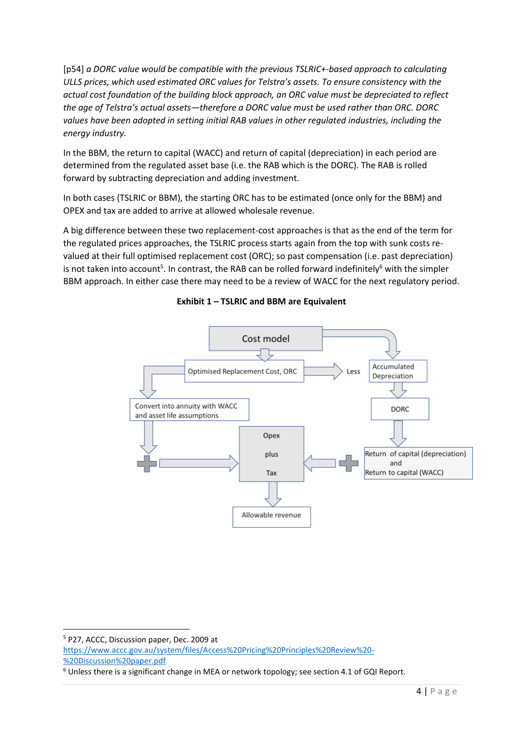[p54] *a DORC value would be compatible with the previous TSLRIC+-based approach to calculating ULLS prices, which used estimated ORC values for Telstra's assets. To ensure consistency with the actual cost foundation of the building block approach, an ORC value must be depreciated to reflect the age of Telstra's actual assets—therefore a DORC value must be used rather than ORC. DORC values have been adopted in setting initial RAB values in other regulated industries, including the energy industry.*

In the BBM, the return to capital (WACC) and return of capital (depreciation) in each period are determined from the regulated asset base (i.e. the RAB which is the DORC). The RAB is rolled forward by subtracting depreciation and adding investment.

In both cases (TSLRIC or BBM), the starting ORC has to be estimated (once only for the BBM) and OPEX and tax are added to arrive at allowed wholesale revenue.

A big difference between these two replacement-cost approaches is that as the end of the term for the regulated prices approaches, the TSLRIC process starts again from the top with sunk costs re-valued at their full optimised replacement cost (ORC); so past compensation (i.e. past depreciation) is not taken into account[5]. In contrast, the RAB can be rolled forward indefinitely[6] with the simpler BBM approach. In either case there may need to be a review of WACC for the next regulatory period.

**Exhibit 1 – TSLRIC and BBM are Equivalent**

Cost model

Optimised Replacement Cost, ORC

Less

Accumulated Depreciation

Convert into annuity with WACC and asset life assumptions

DORC

Opex plus Tax

Return of capital (depreciation) and Return to capital (WACC)

Allowable revenue

---

[5] P27, ACCC, Discussion paper, Dec. 2009 at https://www.accc.gov.au/system/files/Access%20Pricing%20Principles%20Review%20-%20Discussion%20paper.pdf

[6] Unless there is a significant change in MEA or network topology; see section 4.1 of GQI Report.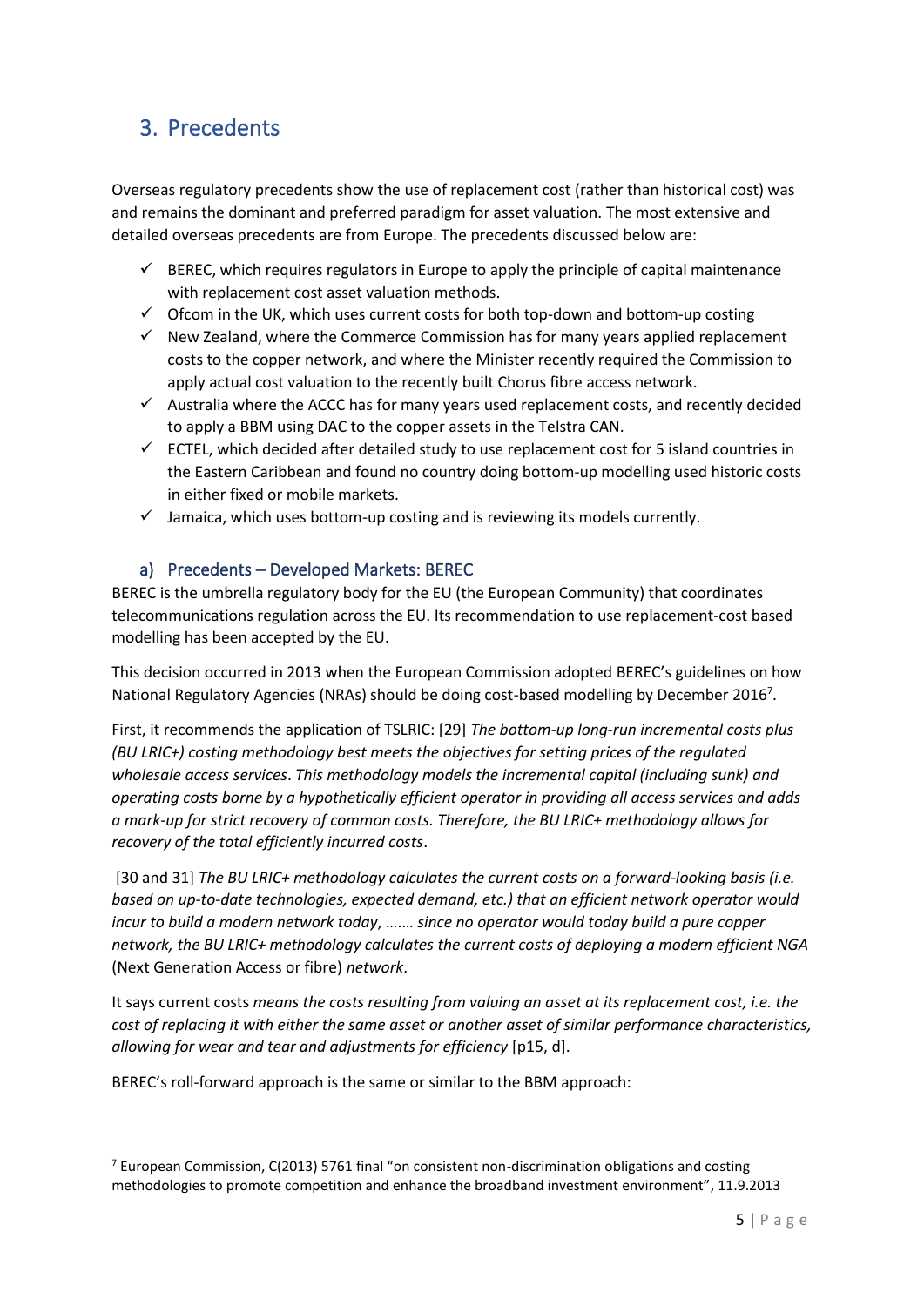# 3. Precedents

Overseas regulatory precedents show the use of replacement cost (rather than historical cost) was and remains the dominant and preferred paradigm for asset valuation. The most extensive and detailed overseas precedents are from Europe. The precedents discussed below are:

- ✓ BEREC, which requires regulators in Europe to apply the principle of capital maintenance with replacement cost asset valuation methods.
- ✓ Ofcom in the UK, which uses current costs for both top-down and bottom-up costing
- ✓ New Zealand, where the Commerce Commission has for many years applied replacement costs to the copper network, and where the Minister recently required the Commission to apply actual cost valuation to the recently built Chorus fibre access network.
- ✓ Australia where the ACCC has for many years used replacement costs, and recently decided to apply a BBM using DAC to the copper assets in the Telstra CAN.
- ✓ ECTEL, which decided after detailed study to use replacement cost for 5 island countries in the Eastern Caribbean and found no country doing bottom-up modelling used historic costs in either fixed or mobile markets.
- ✓ Jamaica, which uses bottom-up costing and is reviewing its models currently.

## a) Precedents – Developed Markets: BEREC

BEREC is the umbrella regulatory body for the EU (the European Community) that coordinates telecommunications regulation across the EU. Its recommendation to use replacement-cost based modelling has been accepted by the EU.

This decision occurred in 2013 when the European Commission adopted BEREC's guidelines on how National Regulatory Agencies (NRAs) should be doing cost-based modelling by December 2016[7].

First, it recommends the application of TSLRIC: [29] *The bottom-up long-run incremental costs plus (BU LRIC+) costing methodology best meets the objectives for setting prices of the regulated wholesale access services*. *This methodology models the incremental capital (including sunk) and operating costs borne by a hypothetically efficient operator in providing all access services and adds a mark-up for strict recovery of common costs. Therefore, the BU LRIC+ methodology allows for recovery of the total efficiently incurred costs*.

[30 and 31] *The BU LRIC+ methodology calculates the current costs on a forward-looking basis (i.e. based on up-to-date technologies, expected demand, etc.) that an efficient network operator would incur to build a modern network today*, *…… since no operator would today build a pure copper network, the BU LRIC+ methodology calculates the current costs of deploying a modern efficient NGA* (Next Generation Access or fibre) *network*.

It says current costs *means the costs resulting from valuing an asset at its replacement cost, i.e. the cost of replacing it with either the same asset or another asset of similar performance characteristics, allowing for wear and tear and adjustments for efficiency* [p15, d].

BEREC's roll-forward approach is the same or similar to the BBM approach:

[7] European Commission, C(2013) 5761 final "on consistent non-discrimination obligations and costing methodologies to promote competition and enhance the broadband investment environment", 11.9.2013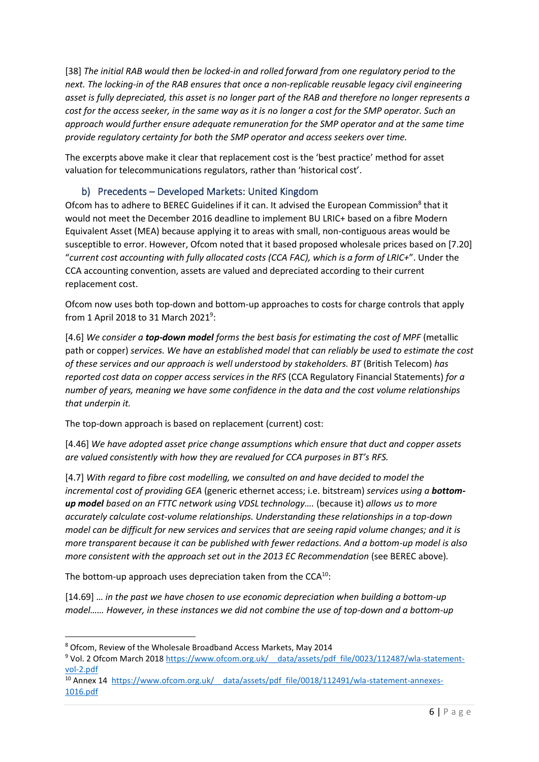[38] *The initial RAB would then be locked-in and rolled forward from one regulatory period to the next. The locking-in of the RAB ensures that once a non-replicable reusable legacy civil engineering asset is fully depreciated, this asset is no longer part of the RAB and therefore no longer represents a cost for the access seeker, in the same way as it is no longer a cost for the SMP operator. Such an approach would further ensure adequate remuneration for the SMP operator and at the same time provide regulatory certainty for both the SMP operator and access seekers over time.*

The excerpts above make it clear that replacement cost is the 'best practice' method for asset valuation for telecommunications regulators, rather than 'historical cost'.

### b) Precedents – Developed Markets: United Kingdom

Ofcom has to adhere to BEREC Guidelines if it can. It advised the European Commission[8] that it would not meet the December 2016 deadline to implement BU LRIC+ based on a fibre Modern Equivalent Asset (MEA) because applying it to areas with small, non-contiguous areas would be susceptible to error. However, Ofcom noted that it based proposed wholesale prices based on [7.20] "*current cost accounting with fully allocated costs (CCA FAC), which is a form of LRIC+*". Under the CCA accounting convention, assets are valued and depreciated according to their current replacement cost.

Ofcom now uses both top-down and bottom-up approaches to costs for charge controls that apply from 1 April 2018 to 31 March 2021[9]:

[4.6] *We consider a* ***top-down model*** *forms the best basis for estimating the cost of MPF* (metallic path or copper) *services. We have an established model that can reliably be used to estimate the cost of these services and our approach is well understood by stakeholders. BT* (British Telecom) *has reported cost data on copper access services in the RFS* (CCA Regulatory Financial Statements) *for a number of years, meaning we have some confidence in the data and the cost volume relationships that underpin it.*

The top-down approach is based on replacement (current) cost:

[4.46] *We have adopted asset price change assumptions which ensure that duct and copper assets are valued consistently with how they are revalued for CCA purposes in BT's RFS.*

[4.7] *With regard to fibre cost modelling, we consulted on and have decided to model the incremental cost of providing GEA* (generic ethernet access; i.e. bitstream) *services using a* ***bottom-up model*** *based on an FTTC network using VDSL technology….* (because it) *allows us to more accurately calculate cost-volume relationships. Understanding these relationships in a top-down model can be difficult for new services and services that are seeing rapid volume changes; and it is more transparent because it can be published with fewer redactions. And a bottom-up model is also more consistent with the approach set out in the 2013 EC Recommendation* (see BEREC above).

The bottom-up approach uses depreciation taken from the CCA[10]:

[14.69] … *in the past we have chosen to use economic depreciation when building a bottom-up model…… However, in these instances we did not combine the use of top-down and a bottom-up*

---

[8] Ofcom, Review of the Wholesale Broadband Access Markets, May 2014

[9] Vol. 2 Ofcom March 2018 https://www.ofcom.org.uk/__data/assets/pdf_file/0023/112487/wla-statement-vol-2.pdf

[10] Annex 14 https://www.ofcom.org.uk/__data/assets/pdf_file/0018/112491/wla-statement-annexes-1016.pdf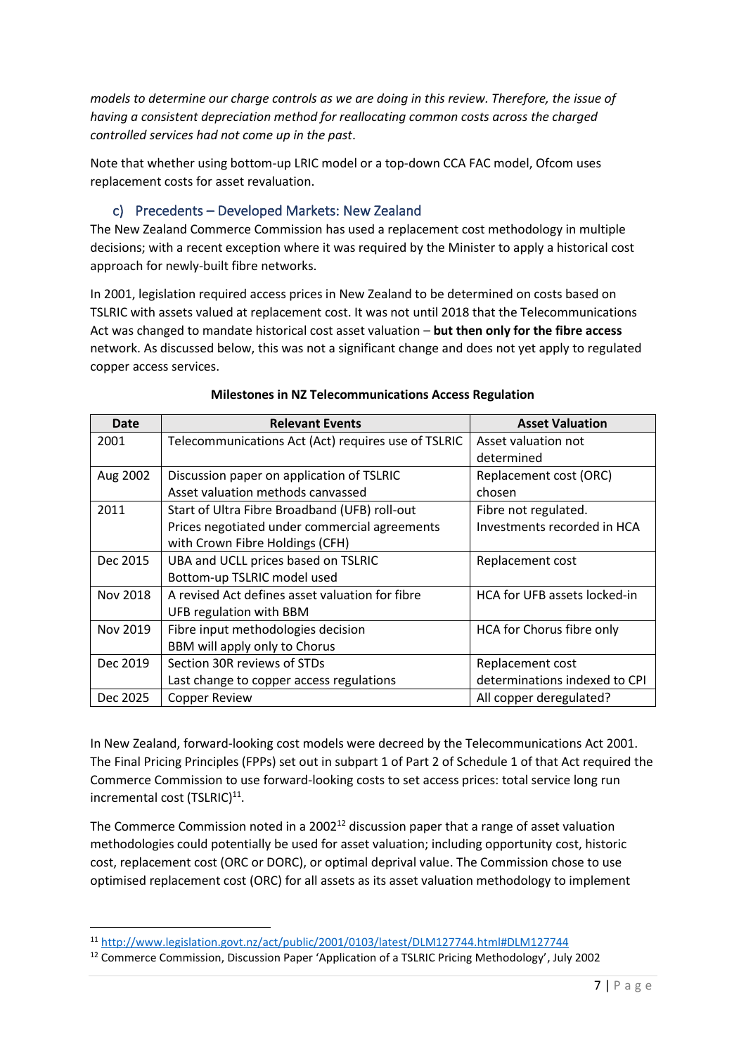*models to determine our charge controls as we are doing in this review. Therefore, the issue of having a consistent depreciation method for reallocating common costs across the charged controlled services had not come up in the past*.

Note that whether using bottom-up LRIC model or a top-down CCA FAC model, Ofcom uses replacement costs for asset revaluation.

### c) Precedents – Developed Markets: New Zealand

The New Zealand Commerce Commission has used a replacement cost methodology in multiple decisions; with a recent exception where it was required by the Minister to apply a historical cost approach for newly-built fibre networks.

In 2001, legislation required access prices in New Zealand to be determined on costs based on TSLRIC with assets valued at replacement cost. It was not until 2018 that the Telecommunications Act was changed to mandate historical cost asset valuation – **but then only for the fibre access** network. As discussed below, this was not a significant change and does not yet apply to regulated copper access services.

**Milestones in NZ Telecommunications Access Regulation**

| Date | Relevant Events | Asset Valuation |
|---|---|---|
| 2001 | Telecommunications Act (Act) requires use of TSLRIC | Asset valuation not determined |
| Aug 2002 | Discussion paper on application of TSLRIC<br>Asset valuation methods canvassed | Replacement cost (ORC) chosen |
| 2011 | Start of Ultra Fibre Broadband (UFB) roll-out<br>Prices negotiated under commercial agreements with Crown Fibre Holdings (CFH) | Fibre not regulated.<br>Investments recorded in HCA |
| Dec 2015 | UBA and UCLL prices based on TSLRIC<br>Bottom-up TSLRIC model used | Replacement cost |
| Nov 2018 | A revised Act defines asset valuation for fibre<br>UFB regulation with BBM | HCA for UFB assets locked-in |
| Nov 2019 | Fibre input methodologies decision<br>BBM will apply only to Chorus | HCA for Chorus fibre only |
| Dec 2019 | Section 30R reviews of STDs<br>Last change to copper access regulations | Replacement cost determinations indexed to CPI |
| Dec 2025 | Copper Review | All copper deregulated? |

In New Zealand, forward-looking cost models were decreed by the Telecommunications Act 2001. The Final Pricing Principles (FPPs) set out in subpart 1 of Part 2 of Schedule 1 of that Act required the Commerce Commission to use forward-looking costs to set access prices: total service long run incremental cost (TSLRIC)[11].

The Commerce Commission noted in a 2002[12] discussion paper that a range of asset valuation methodologies could potentially be used for asset valuation; including opportunity cost, historic cost, replacement cost (ORC or DORC), or optimal deprival value. The Commission chose to use optimised replacement cost (ORC) for all assets as its asset valuation methodology to implement

[11] http://www.legislation.govt.nz/act/public/2001/0103/latest/DLM127744.html#DLM127744

[12] Commerce Commission, Discussion Paper 'Application of a TSLRIC Pricing Methodology', July 2002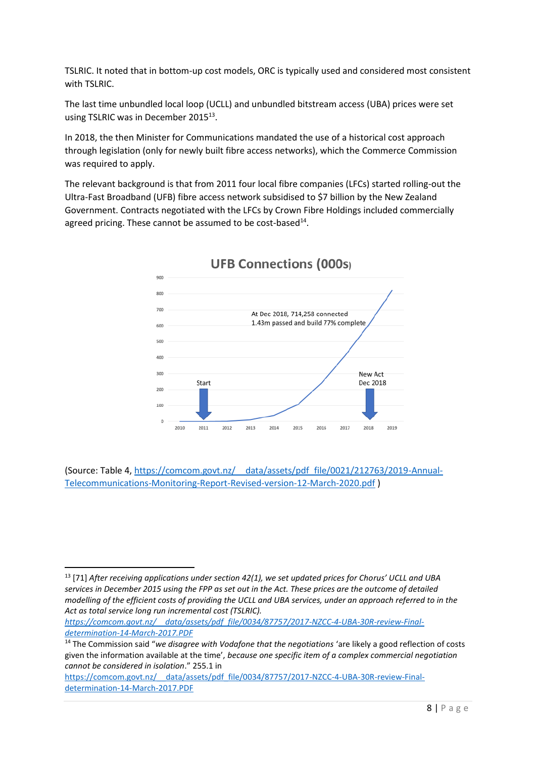TSLRIC. It noted that in bottom-up cost models, ORC is typically used and considered most consistent with TSLRIC.

The last time unbundled local loop (UCLL) and unbundled bitstream access (UBA) prices were set using TSLRIC was in December 2015[13].

In 2018, the then Minister for Communications mandated the use of a historical cost approach through legislation (only for newly built fibre access networks), which the Commerce Commission was required to apply.

The relevant background is that from 2011 four local fibre companies (LFCs) started rolling-out the Ultra-Fast Broadband (UFB) fibre access network subsidised to $7 billion by the New Zealand Government. Contracts negotiated with the LFCs by Crown Fibre Holdings included commercially agreed pricing. These cannot be assumed to be cost-based[14].

**UFB Connections (000s)**

At Dec 2018, 714,258 connected
1.43m passed and build 77% complete

Start

New Act Dec 2018

(Source: Table 4, https://comcom.govt.nz/__data/assets/pdf_file/0021/212763/2019-Annual-Telecommunications-Monitoring-Report-Revised-version-12-March-2020.pdf )

---

[13] [71] *After receiving applications under section 42(1), we set updated prices for Chorus' UCLL and UBA services in December 2015 using the FPP as set out in the Act. These prices are the outcome of detailed modelling of the efficient costs of providing the UCLL and UBA services, under an approach referred to in the Act as total service long run incremental cost (TSLRIC).* *https://comcom.govt.nz/__data/assets/pdf_file/0034/87757/2017-NZCC-4-UBA-30R-review-Final-determination-14-March-2017.PDF*

[14] The Commission said "*we disagree with Vodafone that the negotiations* 'are likely a good reflection of costs given the information available at the time', *because one specific item of a complex commercial negotiation cannot be considered in isolation*." 255.1 in https://comcom.govt.nz/__data/assets/pdf_file/0034/87757/2017-NZCC-4-UBA-30R-review-Final-determination-14-March-2017.PDF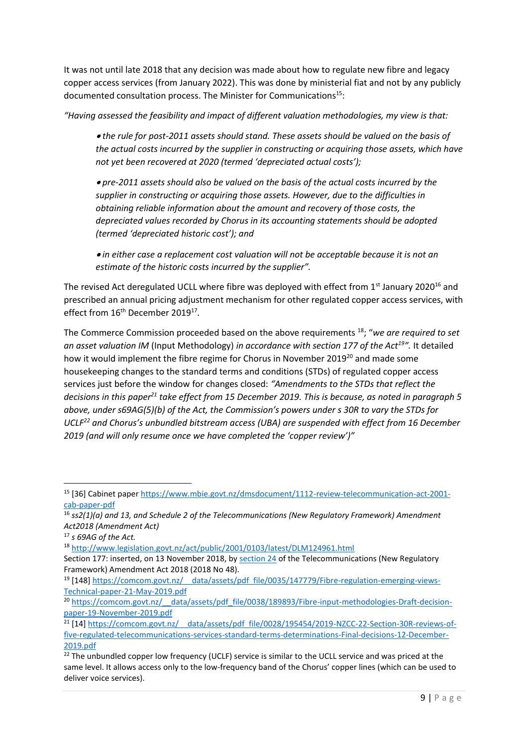It was not until late 2018 that any decision was made about how to regulate new fibre and legacy copper access services (from January 2022). This was done by ministerial fiat and not by any publicly documented consultation process. The Minister for Communications[15]:

*"Having assessed the feasibility and impact of different valuation methodologies, my view is that:*

> - *the rule for post-2011 assets should stand. These assets should be valued on the basis of the actual costs incurred by the supplier in constructing or acquiring those assets, which have not yet been recovered at 2020 (termed 'depreciated actual costs');*
>
> - *pre-2011 assets should also be valued on the basis of the actual costs incurred by the supplier in constructing or acquiring those assets. However, due to the difficulties in obtaining reliable information about the amount and recovery of those costs, the depreciated values recorded by Chorus in its accounting statements should be adopted (termed 'depreciated historic cost'); and*
>
> - *in either case a replacement cost valuation will not be acceptable because it is not an estimate of the historic costs incurred by the supplier".*

The revised Act deregulated UCLL where fibre was deployed with effect from 1st January 2020[16] and prescribed an annual pricing adjustment mechanism for other regulated copper access services, with effect from 16th December 2019[17].

The Commerce Commission proceeded based on the above requirements [18]; "*we are required to set an asset valuation IM* (Input Methodology) *in accordance with section 177 of the Act*[19]*".* It detailed how it would implement the fibre regime for Chorus in November 2019[20] and made some housekeeping changes to the standard terms and conditions (STDs) of regulated copper access services just before the window for changes closed: *"Amendments to the STDs that reflect the decisions in this paper*[21] *take effect from 15 December 2019. This is because, as noted in paragraph 5 above, under s69AG(5)(b) of the Act, the Commission's powers under s 30R to vary the STDs for UCLF*[22] *and Chorus's unbundled bitstream access (UBA) are suspended with effect from 16 December 2019 (and will only resume once we have completed the 'copper review')"*

---

[15] [36] Cabinet paper https://www.mbie.govt.nz/dmsdocument/1112-review-telecommunication-act-2001-cab-paper-pdf

[16] *ss2(1)(a) and 13, and Schedule 2 of the Telecommunications (New Regulatory Framework) Amendment Act2018 (Amendment Act)*

[17] *s 69AG of the Act.*

[18] http://www.legislation.govt.nz/act/public/2001/0103/latest/DLM124961.html
Section 177: inserted, on 13 November 2018, by section 24 of the Telecommunications (New Regulatory Framework) Amendment Act 2018 (2018 No 48).

[19] [148] https://comcom.govt.nz/__data/assets/pdf_file/0035/147779/Fibre-regulation-emerging-views-Technical-paper-21-May-2019.pdf

[20] https://comcom.govt.nz/__data/assets/pdf_file/0038/189893/Fibre-input-methodologies-Draft-decision-paper-19-November-2019.pdf

[21] [14] https://comcom.govt.nz/__data/assets/pdf_file/0028/195454/2019-NZCC-22-Section-30R-reviews-of-five-regulated-telecommunications-services-standard-terms-determinations-Final-decisions-12-December-2019.pdf

[22] The unbundled copper low frequency (UCLF) service is similar to the UCLL service and was priced at the same level. It allows access only to the low-frequency band of the Chorus' copper lines (which can be used to deliver voice services).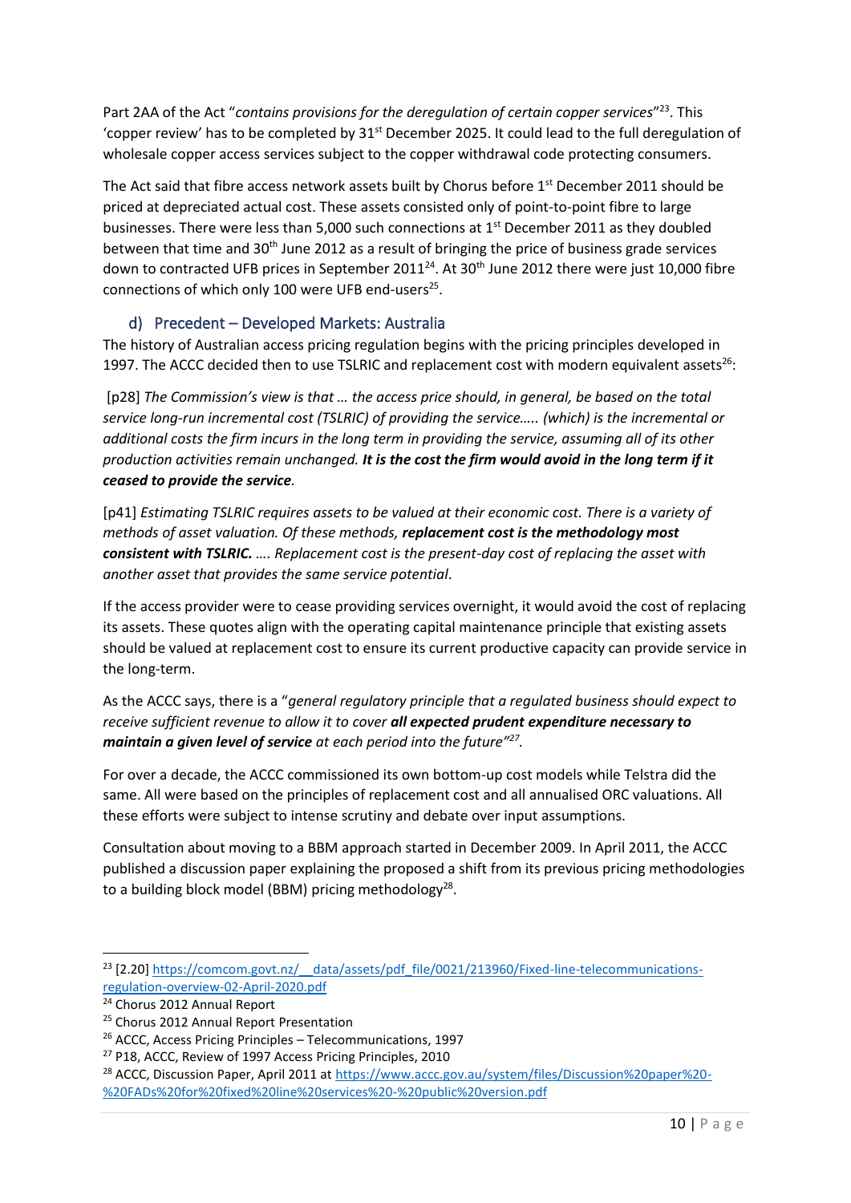Part 2AA of the Act "*contains provisions for the deregulation of certain copper services*"[23]. This 'copper review' has to be completed by 31st December 2025. It could lead to the full deregulation of wholesale copper access services subject to the copper withdrawal code protecting consumers.

The Act said that fibre access network assets built by Chorus before 1st December 2011 should be priced at depreciated actual cost. These assets consisted only of point-to-point fibre to large businesses. There were less than 5,000 such connections at 1st December 2011 as they doubled between that time and 30th June 2012 as a result of bringing the price of business grade services down to contracted UFB prices in September 2011[24]. At 30th June 2012 there were just 10,000 fibre connections of which only 100 were UFB end-users[25].

### d) Precedent – Developed Markets: Australia

The history of Australian access pricing regulation begins with the pricing principles developed in 1997. The ACCC decided then to use TSLRIC and replacement cost with modern equivalent assets[26]:

[p28] *The Commission's view is that … the access price should, in general, be based on the total service long-run incremental cost (TSLRIC) of providing the service….. (which) is the incremental or additional costs the firm incurs in the long term in providing the service, assuming all of its other production activities remain unchanged.* ***It is the cost the firm would avoid in the long term if it ceased to provide the service****.*

[p41] *Estimating TSLRIC requires assets to be valued at their economic cost. There is a variety of methods of asset valuation. Of these methods,* ***replacement cost is the methodology most consistent with TSLRIC.*** *…. Replacement cost is the present-day cost of replacing the asset with another asset that provides the same service potential*.

If the access provider were to cease providing services overnight, it would avoid the cost of replacing its assets. These quotes align with the operating capital maintenance principle that existing assets should be valued at replacement cost to ensure its current productive capacity can provide service in the long-term.

As the ACCC says, there is a "*general regulatory principle that a regulated business should expect to receive sufficient revenue to allow it to cover* ***all expected prudent expenditure necessary to maintain a given level of service*** *at each period into the future"*[27].

For over a decade, the ACCC commissioned its own bottom-up cost models while Telstra did the same. All were based on the principles of replacement cost and all annualised ORC valuations. All these efforts were subject to intense scrutiny and debate over input assumptions.

Consultation about moving to a BBM approach started in December 2009. In April 2011, the ACCC published a discussion paper explaining the proposed a shift from its previous pricing methodologies to a building block model (BBM) pricing methodology[28].

---

[23] [2.20] https://comcom.govt.nz/__data/assets/pdf_file/0021/213960/Fixed-line-telecommunications-regulation-overview-02-April-2020.pdf

[24] Chorus 2012 Annual Report

[25] Chorus 2012 Annual Report Presentation

[26] ACCC, Access Pricing Principles – Telecommunications, 1997

[27] P18, ACCC, Review of 1997 Access Pricing Principles, 2010

[28] ACCC, Discussion Paper, April 2011 at https://www.accc.gov.au/system/files/Discussion%20paper%20-%20FADs%20for%20fixed%20line%20services%20-%20public%20version.pdf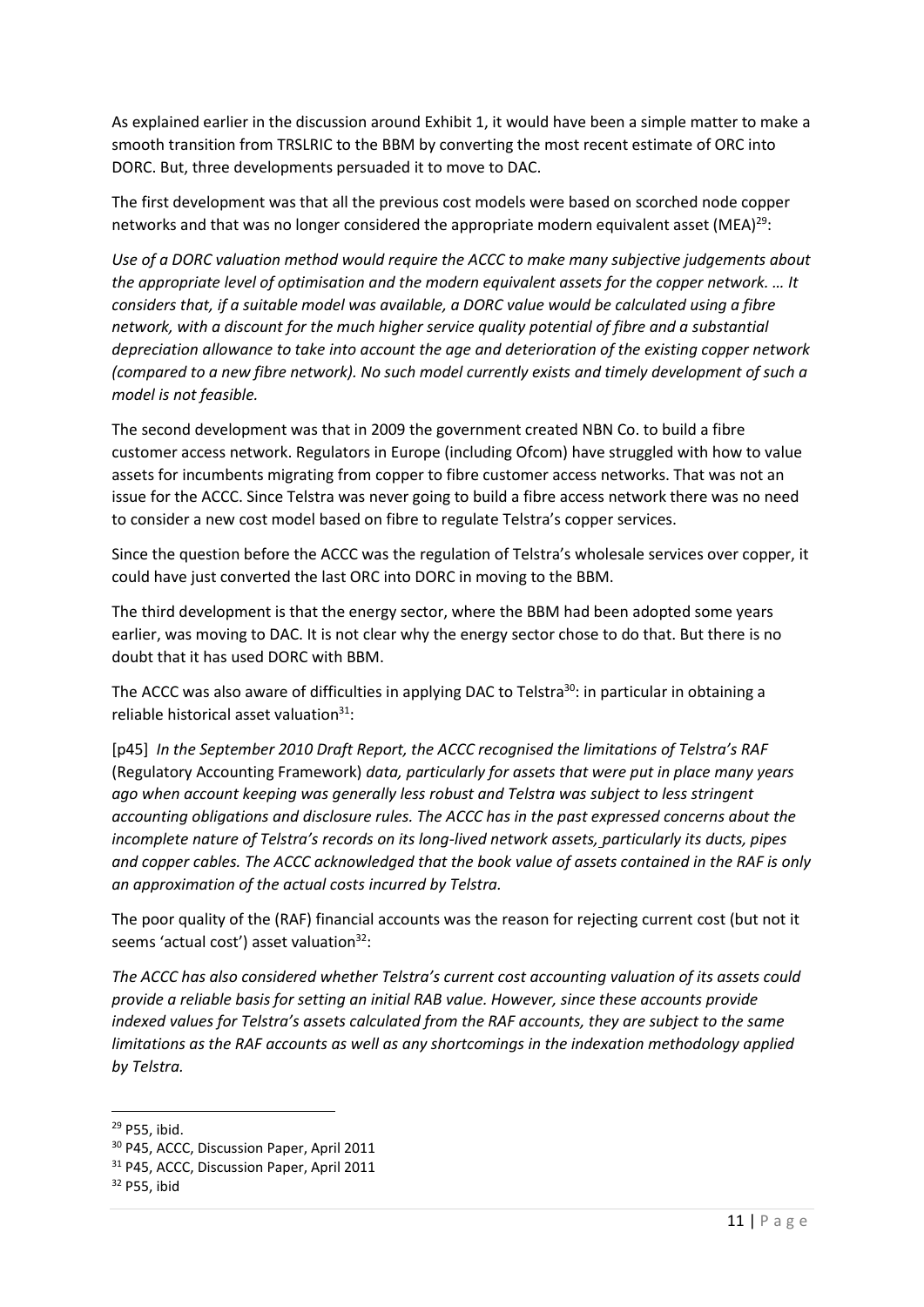As explained earlier in the discussion around Exhibit 1, it would have been a simple matter to make a smooth transition from TRSLRIC to the BBM by converting the most recent estimate of ORC into DORC. But, three developments persuaded it to move to DAC.

The first development was that all the previous cost models were based on scorched node copper networks and that was no longer considered the appropriate modern equivalent asset (MEA)[29]:

*Use of a DORC valuation method would require the ACCC to make many subjective judgements about the appropriate level of optimisation and the modern equivalent assets for the copper network. … It considers that, if a suitable model was available, a DORC value would be calculated using a fibre network, with a discount for the much higher service quality potential of fibre and a substantial depreciation allowance to take into account the age and deterioration of the existing copper network (compared to a new fibre network). No such model currently exists and timely development of such a model is not feasible.*

The second development was that in 2009 the government created NBN Co. to build a fibre customer access network. Regulators in Europe (including Ofcom) have struggled with how to value assets for incumbents migrating from copper to fibre customer access networks. That was not an issue for the ACCC. Since Telstra was never going to build a fibre access network there was no need to consider a new cost model based on fibre to regulate Telstra's copper services.

Since the question before the ACCC was the regulation of Telstra's wholesale services over copper, it could have just converted the last ORC into DORC in moving to the BBM.

The third development is that the energy sector, where the BBM had been adopted some years earlier, was moving to DAC. It is not clear why the energy sector chose to do that. But there is no doubt that it has used DORC with BBM.

The ACCC was also aware of difficulties in applying DAC to Telstra[30]: in particular in obtaining a reliable historical asset valuation[31]:

[p45] *In the September 2010 Draft Report, the ACCC recognised the limitations of Telstra's RAF* (Regulatory Accounting Framework) *data, particularly for assets that were put in place many years ago when account keeping was generally less robust and Telstra was subject to less stringent accounting obligations and disclosure rules. The ACCC has in the past expressed concerns about the incomplete nature of Telstra's records on its long-lived network assets, particularly its ducts, pipes and copper cables. The ACCC acknowledged that the book value of assets contained in the RAF is only an approximation of the actual costs incurred by Telstra.*

The poor quality of the (RAF) financial accounts was the reason for rejecting current cost (but not it seems 'actual cost') asset valuation[32]:

*The ACCC has also considered whether Telstra's current cost accounting valuation of its assets could provide a reliable basis for setting an initial RAB value. However, since these accounts provide indexed values for Telstra's assets calculated from the RAF accounts, they are subject to the same limitations as the RAF accounts as well as any shortcomings in the indexation methodology applied by Telstra.*

---

[29] P55, ibid.

[30] P45, ACCC, Discussion Paper, April 2011

[31] P45, ACCC, Discussion Paper, April 2011

[32] P55, ibid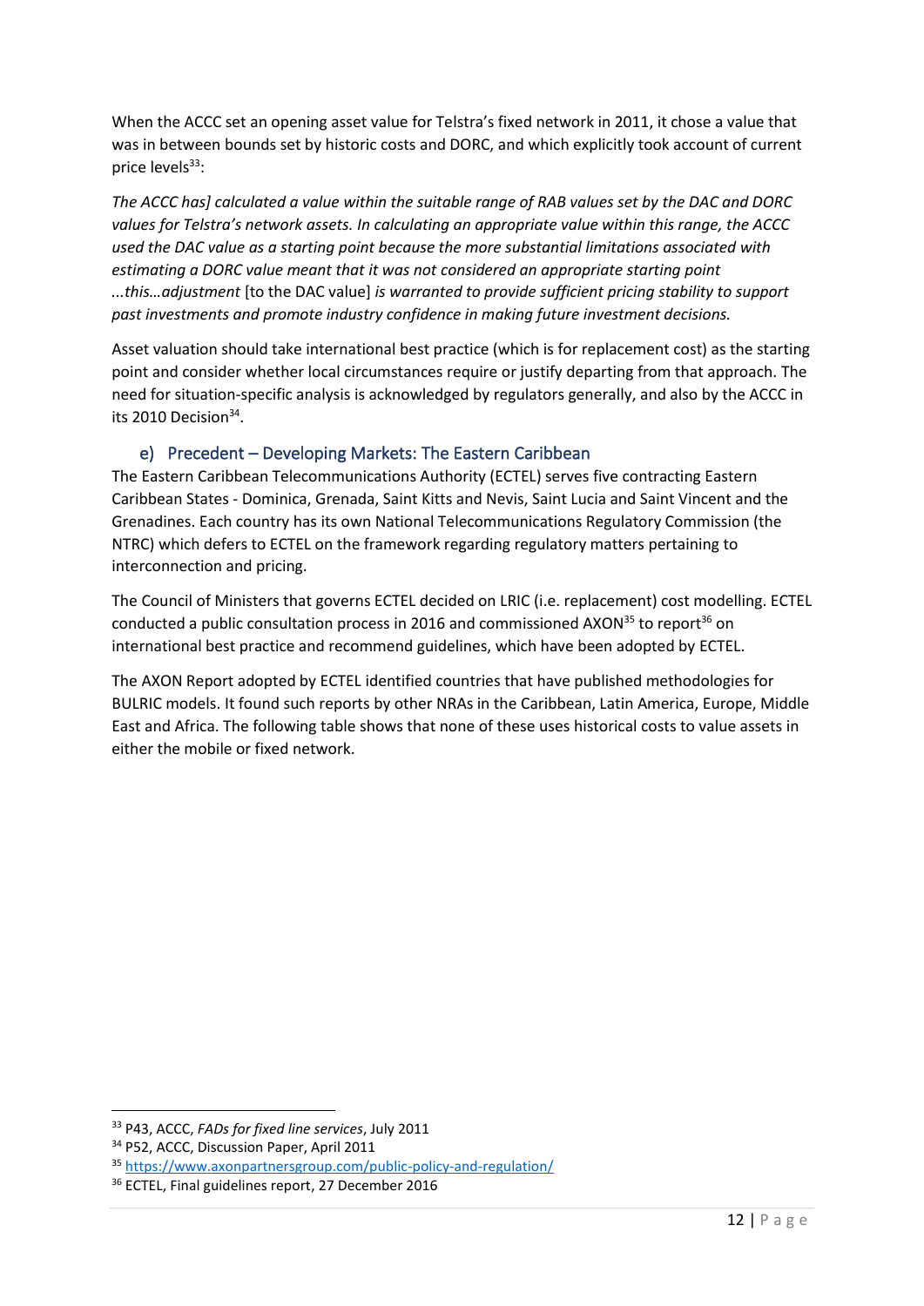When the ACCC set an opening asset value for Telstra's fixed network in 2011, it chose a value that was in between bounds set by historic costs and DORC, and which explicitly took account of current price levels[33]:

*The ACCC has] calculated a value within the suitable range of RAB values set by the DAC and DORC values for Telstra's network assets. In calculating an appropriate value within this range, the ACCC used the DAC value as a starting point because the more substantial limitations associated with estimating a DORC value meant that it was not considered an appropriate starting point ...this…adjustment* [to the DAC value] *is warranted to provide sufficient pricing stability to support past investments and promote industry confidence in making future investment decisions.*

Asset valuation should take international best practice (which is for replacement cost) as the starting point and consider whether local circumstances require or justify departing from that approach. The need for situation-specific analysis is acknowledged by regulators generally, and also by the ACCC in its 2010 Decision[34].

### e) Precedent – Developing Markets: The Eastern Caribbean

The Eastern Caribbean Telecommunications Authority (ECTEL) serves five contracting Eastern Caribbean States - Dominica, Grenada, Saint Kitts and Nevis, Saint Lucia and Saint Vincent and the Grenadines. Each country has its own National Telecommunications Regulatory Commission (the NTRC) which defers to ECTEL on the framework regarding regulatory matters pertaining to interconnection and pricing.

The Council of Ministers that governs ECTEL decided on LRIC (i.e. replacement) cost modelling. ECTEL conducted a public consultation process in 2016 and commissioned AXON[35] to report[36] on international best practice and recommend guidelines, which have been adopted by ECTEL.

The AXON Report adopted by ECTEL identified countries that have published methodologies for BULRIC models. It found such reports by other NRAs in the Caribbean, Latin America, Europe, Middle East and Africa. The following table shows that none of these uses historical costs to value assets in either the mobile or fixed network.

---

[33] P43, ACCC, *FADs for fixed line services*, July 2011

[34] P52, ACCC, Discussion Paper, April 2011

[35] https://www.axonpartnersgroup.com/public-policy-and-regulation/

[36] ECTEL, Final guidelines report, 27 December 2016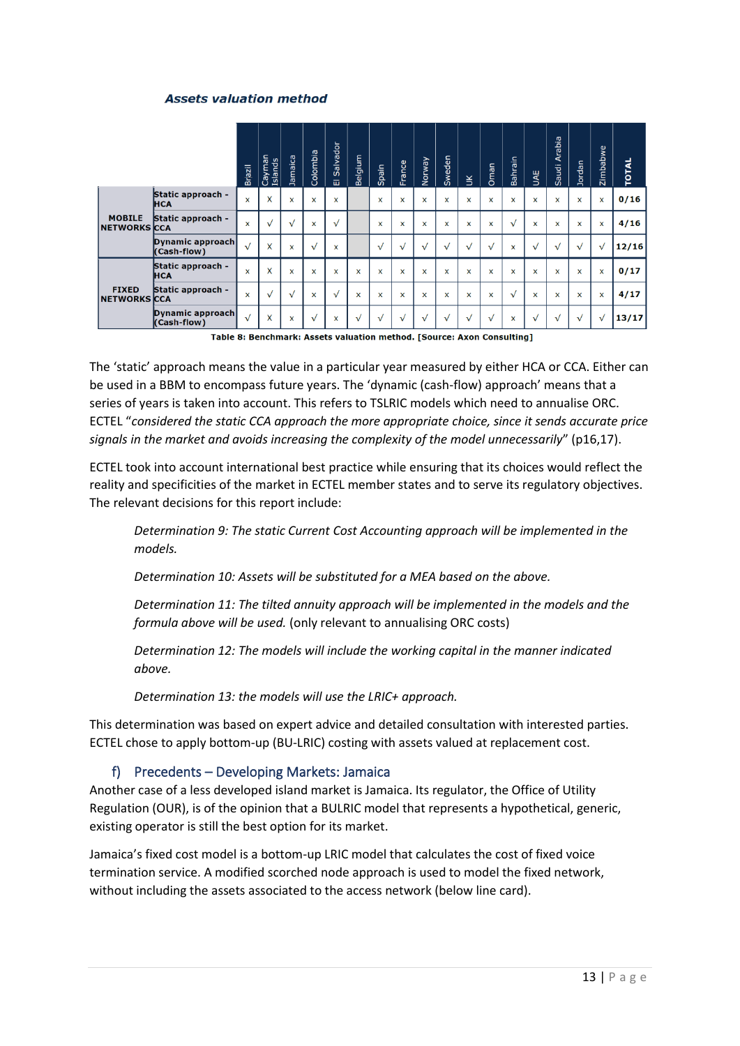***Assets valuation method***

| | | Brazil | Cayman Islands | Jamaica | Colombia | El Salvador | Belgium | Spain | France | Norway | Sweden | UK | Oman | Bahrain | UAE | Saudi Arabia | Jordan | Zimbabwe | TOTAL |
|---|---|---|---|---|---|---|---|---|---|---|---|---|---|---|---|---|---|---|---|
| MOBILE NETWORKS | Static approach - HCA | x | X | x | x | x | | x | x | x | x | x | x | x | x | x | x | x | 0/16 |
| | Static approach - CCA | x | √ | √ | x | √ | | x | x | x | x | x | x | √ | x | x | x | x | 4/16 |
| | Dynamic approach (Cash-flow) | √ | X | x | √ | x | | √ | √ | √ | √ | √ | √ | x | √ | √ | √ | √ | 12/16 |
| FIXED NETWORKS | Static approach - HCA | x | X | x | x | x | x | x | x | x | x | x | x | x | x | x | x | x | 0/17 |
| | Static approach - CCA | x | √ | √ | x | √ | x | x | x | x | x | x | x | √ | x | x | x | x | 4/17 |
| | Dynamic approach (Cash-flow) | √ | X | x | √ | x | √ | √ | √ | √ | √ | √ | √ | x | √ | √ | √ | √ | 13/17 |

**Table 8: Benchmark: Assets valuation method. [Source: Axon Consulting]**

The 'static' approach means the value in a particular year measured by either HCA or CCA. Either can be used in a BBM to encompass future years. The 'dynamic (cash-flow) approach' means that a series of years is taken into account. This refers to TSLRIC models which need to annualise ORC. ECTEL "*considered the static CCA approach the more appropriate choice, since it sends accurate price signals in the market and avoids increasing the complexity of the model unnecessarily*" (p16,17).

ECTEL took into account international best practice while ensuring that its choices would reflect the reality and specificities of the market in ECTEL member states and to serve its regulatory objectives. The relevant decisions for this report include:

> *Determination 9: The static Current Cost Accounting approach will be implemented in the models.*
>
> *Determination 10: Assets will be substituted for a MEA based on the above.*
>
> *Determination 11: The tilted annuity approach will be implemented in the models and the formula above will be used.* (only relevant to annualising ORC costs)
>
> *Determination 12: The models will include the working capital in the manner indicated above.*
>
> *Determination 13: the models will use the LRIC+ approach.*

This determination was based on expert advice and detailed consultation with interested parties. ECTEL chose to apply bottom-up (BU-LRIC) costing with assets valued at replacement cost.

### f) Precedents – Developing Markets: Jamaica

Another case of a less developed island market is Jamaica. Its regulator, the Office of Utility Regulation (OUR), is of the opinion that a BULRIC model that represents a hypothetical, generic, existing operator is still the best option for its market.

Jamaica's fixed cost model is a bottom-up LRIC model that calculates the cost of fixed voice termination service. A modified scorched node approach is used to model the fixed network, without including the assets associated to the access network (below line card).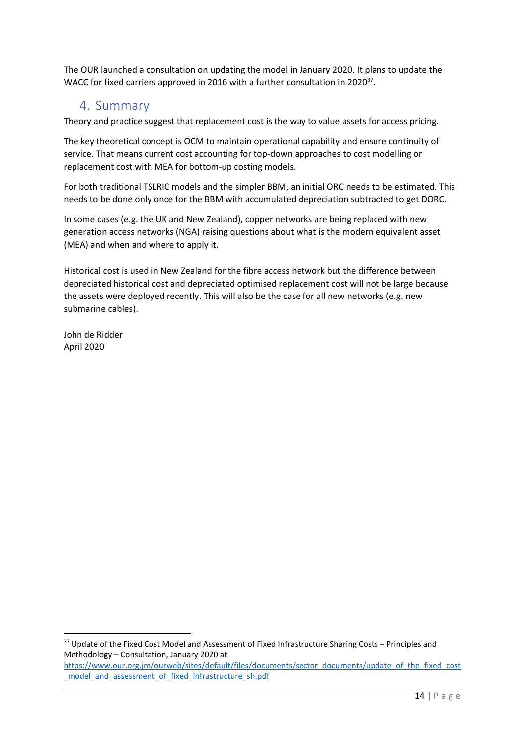The OUR launched a consultation on updating the model in January 2020. It plans to update the WACC for fixed carriers approved in 2016 with a further consultation in 2020[37].

## 4. Summary

Theory and practice suggest that replacement cost is the way to value assets for access pricing.

The key theoretical concept is OCM to maintain operational capability and ensure continuity of service. That means current cost accounting for top-down approaches to cost modelling or replacement cost with MEA for bottom-up costing models.

For both traditional TSLRIC models and the simpler BBM, an initial ORC needs to be estimated. This needs to be done only once for the BBM with accumulated depreciation subtracted to get DORC.

In some cases (e.g. the UK and New Zealand), copper networks are being replaced with new generation access networks (NGA) raising questions about what is the modern equivalent asset (MEA) and when and where to apply it.

Historical cost is used in New Zealand for the fibre access network but the difference between depreciated historical cost and depreciated optimised replacement cost will not be large because the assets were deployed recently. This will also be the case for all new networks (e.g. new submarine cables).

John de Ridder
April 2020

---

[37] Update of the Fixed Cost Model and Assessment of Fixed Infrastructure Sharing Costs – Principles and Methodology – Consultation, January 2020 at https://www.our.org.jm/ourweb/sites/default/files/documents/sector_documents/update_of_the_fixed_cost_model_and_assessment_of_fixed_infrastructure_sh.pdf